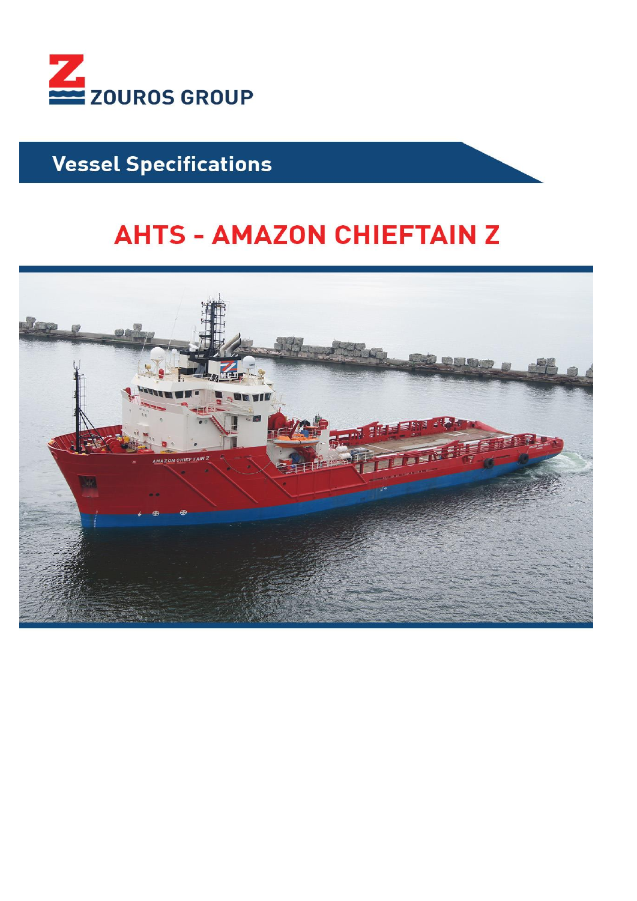ZOUROS GROUP

## Vessel Specifications

# AHTS - AMAZON CHIEFTAIN Z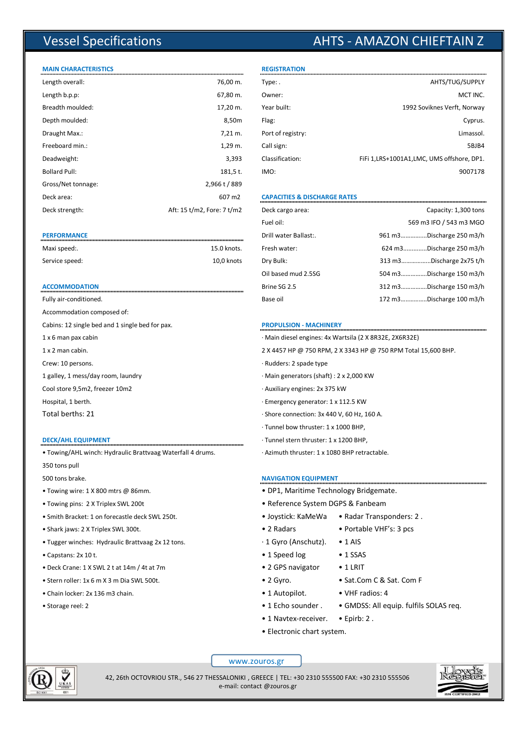# Vessel Specifications

# AHTS - AMAZON CHIEFTAIN Z

## MAIN CHARACTERISTICS

| | |
|---|---|
| Length overall: | 76,00 m. |
| Length b.p.p: | 67,80 m. |
| Breadth moulded: | 17,20 m. |
| Depth moulded: | 8,50m |
| Draught Max.: | 7,21 m. |
| Freeboard min.: | 1,29 m. |
| Deadweight: | 3,393 |
| Bollard Pull: | 181,5 t. |
| Gross/Net tonnage: | 2,966 t / 889 |
| Deck area: | 607 m2 |
| Deck strength: | Aft: 15 t/m2, Fore: 7 t/m2 |

## PERFORMANCE

| | |
|---|---|
| Maxi speed:. | 15.0 knots. |
| Service speed: | 10,0 knots |

## ACCOMMODATION

Fully air-conditioned.

Accommodation composed of:

Cabins: 12 single bed and 1 single bed for pax.

1 x 6 man pax cabin

1 x 2 man cabin.

Crew: 10 persons.

1 galley, 1 mess/day room, laundry

Cool store 9,5m2, freezer 10m2

Hospital, 1 berth.

Total berths: 21

## DECK/AHL EQUIPMENT

- Towing/AHL winch: Hydraulic Brattvaag Waterfall 4 drums.

350 tons pull

500 tons brake.

- Towing wire: 1 X 800 mtrs @ 86mm.
- Towing pins: 2 X Triplex SWL 200t
- Smith Bracket: 1 on forecastle deck SWL 250t.
- Shark jaws: 2 X Triplex SWL 300t.
- Tugger winches: Hydraulic Brattvaag 2x 12 tons.
- Capstans: 2x 10 t.
- Deck Crane: 1 X SWL 2 t at 14m / 4t at 7m
- Stern roller: 1x 6 m X 3 m Dia SWL 500t.
- Chain locker: 2x 136 m3 chain.
- Storage reel: 2

## REGISTRATION

| | |
|---|---|
| Type: . | AHTS/TUG/SUPPLY |
| Owner: | MCT INC. |
| Year built: | 1992 Soviknes Verft, Norway |
| Flag: | Cyprus. |
| Port of registry: | Limassol. |
| Call sign: | 5BJB4 |
| Classification: | FiFi 1,LRS+1001A1,LMC, UMS offshore, DP1. |
| IMO: | 9007178 |

## CAPACITIES & DISCHARGE RATES

| | |
|---|---|
| Deck cargo area: | Capacity: 1,300 tons |
| Fuel oil: | 569 m3 IFO / 543 m3 MGO |
| Drill water Ballast:. | 961 m3................Discharge 250 m3/h |
| Fresh water: | 624 m3.............Discharge 250 m3/h |
| Dry Bulk: | 313 m3..................Discharge 2x75 t/h |
| Oil based mud 2.5SG | 504 m3................Discharge 150 m3/h |
| Brine SG 2.5 | 312 m3................Discharge 150 m3/h |
| Base oil | 172 m3................Discharge 100 m3/h |

## PROPULSION - MACHINERY

· Main diesel engines: 4x Wartsila (2 X 8R32E, 2X6R32E)

2 X 4457 HP @ 750 RPM, 2 X 3343 HP @ 750 RPM Total 15,600 BHP.

· Rudders: 2 spade type

· Main generators (shaft) : 2 x 2,000 KW

· Auxiliary engines: 2x 375 kW

· Emergency generator: 1 x 112.5 KW

· Shore connection: 3x 440 V, 60 Hz, 160 A.

· Tunnel bow thruster: 1 x 1000 BHP,

· Tunnel stern thruster: 1 x 1200 BHP,

· Azimuth thruster: 1 x 1080 BHP retractable.

## NAVIGATION EQUIPMENT

- DP1, Maritime Technology Bridgemate.
- Reference System DGPS & Fanbeam
- Joystick: KaMeWa
- 2 Radars
- 1 Gyro (Anschutz).
- 1 Speed log
- 2 GPS navigator
- 2 Gyro.
- 1 Autopilot.
- 1 Echo sounder .
- 1 Navtex-receiver.
- Electronic chart system.
- Radar Transponders: 2 .
- Portable VHF's: 3 pcs
- 1 AIS
- 1 SSAS
- 1 LRIT
- Sat.Com C & Sat. Com F
- VHF radios: 4
- GMDSS: All equip. fulfils SOLAS req.
- Epirb: 2 .

www.zouros.gr

42, 26th OCTOVRIOU STR., 546 27 THESSALONIKI , GREECE | TEL: +30 2310 555500 FAX: +30 2310 555506
e-mail: contact @zouros.gr